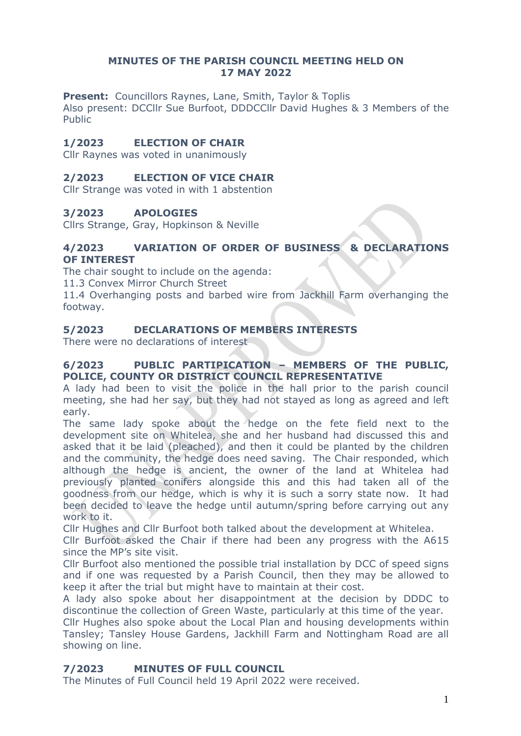**MINUTES OF THE PARISH COUNCIL MEETING HELD ON 17 MAY 2022**

**Present:** Councillors Raynes, Lane, Smith, Taylor & Toplis
Also present: DCCllr Sue Burfoot, DDDCCllr David Hughes & 3 Members of the Public

## 1/2023 ELECTION OF CHAIR

Cllr Raynes was voted in unanimously

## 2/2023 ELECTION OF VICE CHAIR

Cllr Strange was voted in with 1 abstention

## 3/2023 APOLOGIES

Cllrs Strange, Gray, Hopkinson & Neville

## 4/2023 VARIATION OF ORDER OF BUSINESS & DECLARATIONS OF INTEREST

The chair sought to include on the agenda:
11.3 Convex Mirror Church Street
11.4 Overhanging posts and barbed wire from Jackhill Farm overhanging the footway.

## 5/2023 DECLARATIONS OF MEMBERS INTERESTS

There were no declarations of interest

## 6/2023 PUBLIC PARTIPICATION – MEMBERS OF THE PUBLIC, POLICE, COUNTY OR DISTRICT COUNCIL REPRESENTATIVE

A lady had been to visit the police in the hall prior to the parish council meeting, she had her say, but they had not stayed as long as agreed and left early.

The same lady spoke about the hedge on the fete field next to the development site on Whitelea, she and her husband had discussed this and asked that it be laid (pleached), and then it could be planted by the children and the community, the hedge does need saving. The Chair responded, which although the hedge is ancient, the owner of the land at Whitelea had previously planted conifers alongside this and this had taken all of the goodness from our hedge, which is why it is such a sorry state now. It had been decided to leave the hedge until autumn/spring before carrying out any work to it.

Cllr Hughes and Cllr Burfoot both talked about the development at Whitelea.

Cllr Burfoot asked the Chair if there had been any progress with the A615 since the MP's site visit.

Cllr Burfoot also mentioned the possible trial installation by DCC of speed signs and if one was requested by a Parish Council, then they may be allowed to keep it after the trial but might have to maintain at their cost.

A lady also spoke about her disappointment at the decision by DDDC to discontinue the collection of Green Waste, particularly at this time of the year.

Cllr Hughes also spoke about the Local Plan and housing developments within Tansley; Tansley House Gardens, Jackhill Farm and Nottingham Road are all showing on line.

## 7/2023 MINUTES OF FULL COUNCIL

The Minutes of Full Council held 19 April 2022 were received.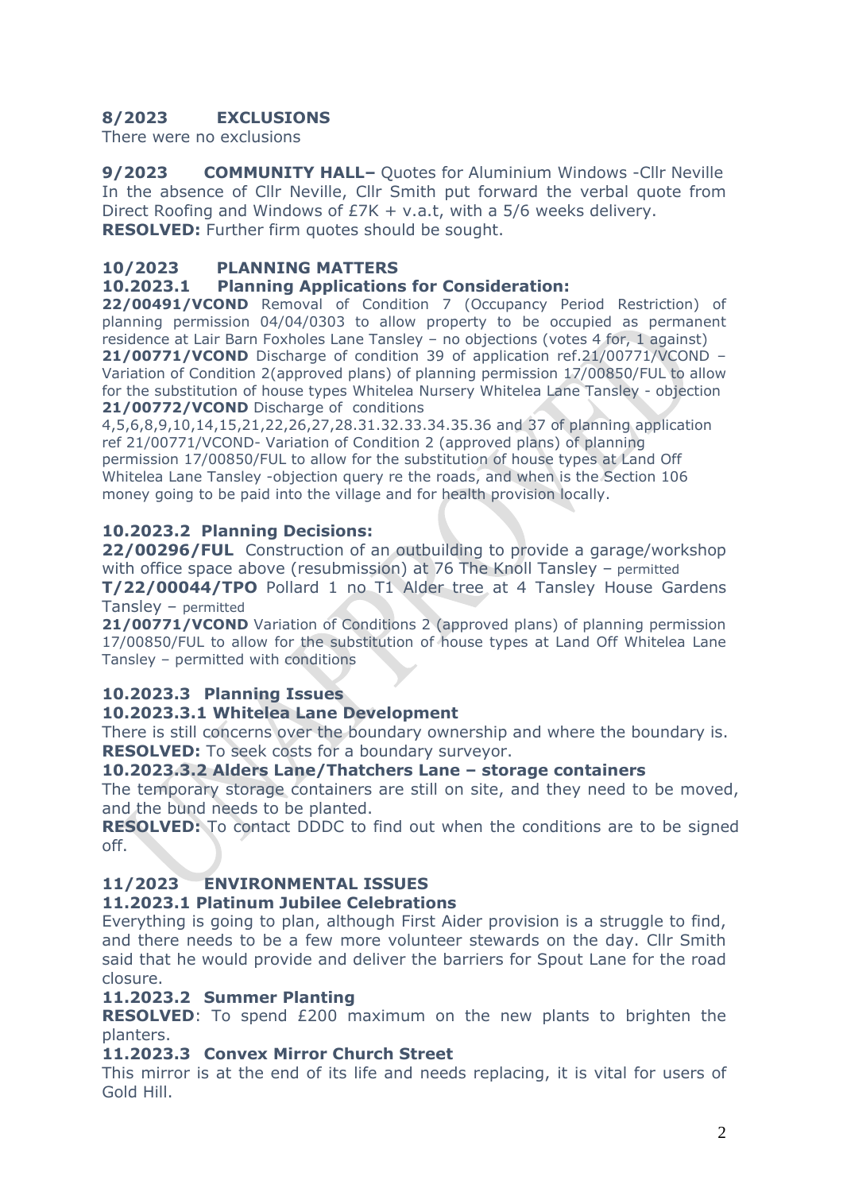**8/2023 EXCLUSIONS**

There were no exclusions

**9/2023 COMMUNITY HALL–** Quotes for Aluminium Windows -Cllr Neville

In the absence of Cllr Neville, Cllr Smith put forward the verbal quote from Direct Roofing and Windows of £7K + v.a.t, with a 5/6 weeks delivery.

**RESOLVED:** Further firm quotes should be sought.

**10/2023 PLANNING MATTERS**

**10.2023.1 Planning Applications for Consideration:**

**22/00491/VCOND** Removal of Condition 7 (Occupancy Period Restriction) of planning permission 04/04/0303 to allow property to be occupied as permanent residence at Lair Barn Foxholes Lane Tansley – no objections (votes 4 for, 1 against)

**21/00771/VCOND** Discharge of condition 39 of application ref.21/00771/VCOND – Variation of Condition 2(approved plans) of planning permission 17/00850/FUL to allow for the substitution of house types Whitelea Nursery Whitelea Lane Tansley - objection

**21/00772/VCOND** Discharge of conditions 4,5,6,8,9,10,14,15,21,22,26,27,28.31.32.33.34.35.36 and 37 of planning application ref 21/00771/VCOND- Variation of Condition 2 (approved plans) of planning permission 17/00850/FUL to allow for the substitution of house types at Land Off Whitelea Lane Tansley -objection query re the roads, and when is the Section 106 money going to be paid into the village and for health provision locally.

**10.2023.2 Planning Decisions:**

**22/00296/FUL** Construction of an outbuilding to provide a garage/workshop with office space above (resubmission) at 76 The Knoll Tansley – permitted

**T/22/00044/TPO** Pollard 1 no T1 Alder tree at 4 Tansley House Gardens Tansley – permitted

**21/00771/VCOND** Variation of Conditions 2 (approved plans) of planning permission 17/00850/FUL to allow for the substitution of house types at Land Off Whitelea Lane Tansley – permitted with conditions

**10.2023.3 Planning Issues**

**10.2023.3.1 Whitelea Lane Development**

There is still concerns over the boundary ownership and where the boundary is.

**RESOLVED:** To seek costs for a boundary surveyor.

**10.2023.3.2 Alders Lane/Thatchers Lane – storage containers**

The temporary storage containers are still on site, and they need to be moved, and the bund needs to be planted.

**RESOLVED:** To contact DDDC to find out when the conditions are to be signed off.

**11/2023 ENVIRONMENTAL ISSUES**

**11.2023.1 Platinum Jubilee Celebrations**

Everything is going to plan, although First Aider provision is a struggle to find, and there needs to be a few more volunteer stewards on the day. Cllr Smith said that he would provide and deliver the barriers for Spout Lane for the road closure.

**11.2023.2 Summer Planting**

**RESOLVED**: To spend £200 maximum on the new plants to brighten the planters.

**11.2023.3 Convex Mirror Church Street**

This mirror is at the end of its life and needs replacing, it is vital for users of Gold Hill.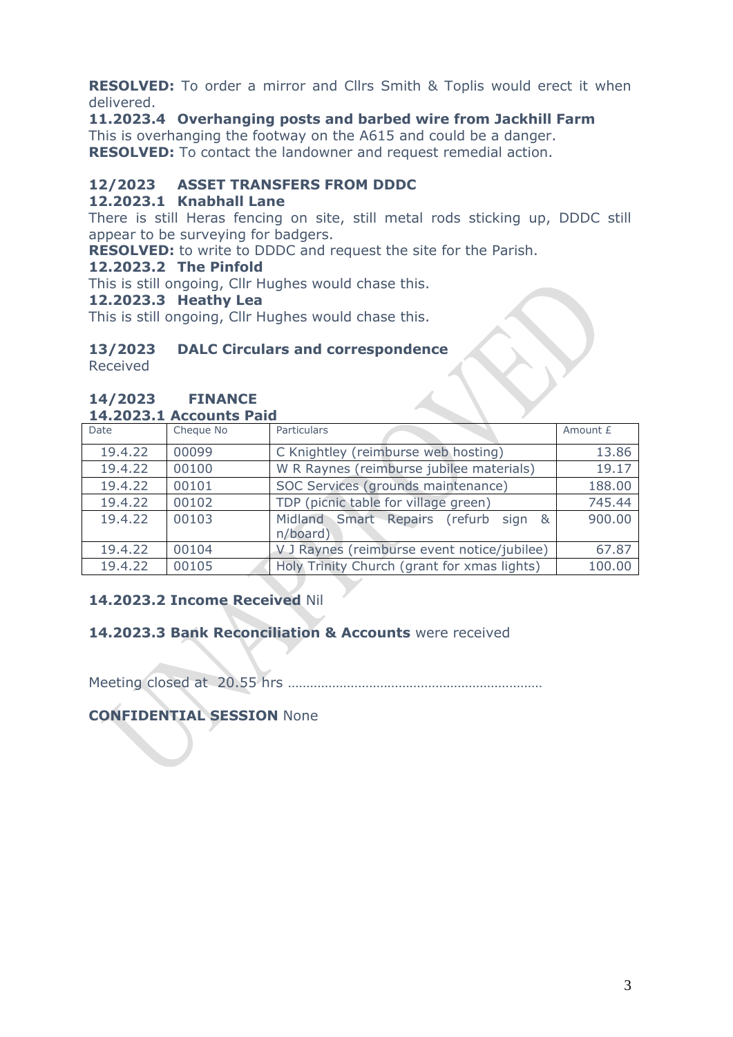**RESOLVED:** To order a mirror and Cllrs Smith & Toplis would erect it when delivered.

**11.2023.4 Overhanging posts and barbed wire from Jackhill Farm**

This is overhanging the footway on the A615 and could be a danger.

**RESOLVED:** To contact the landowner and request remedial action.

## 12/2023 ASSET TRANSFERS FROM DDDC

**12.2023.1 Knabhall Lane**

There is still Heras fencing on site, still metal rods sticking up, DDDC still appear to be surveying for badgers.

**RESOLVED:** to write to DDDC and request the site for the Parish.

**12.2023.2 The Pinfold**

This is still ongoing, Cllr Hughes would chase this.

**12.2023.3 Heathy Lea**

This is still ongoing, Cllr Hughes would chase this.

## 13/2023 DALC Circulars and correspondence

Received

## 14/2023 FINANCE

**14.2023.1 Accounts Paid**

| Date | Cheque No | Particulars | Amount £ |
|---|---|---|---|
| 19.4.22 | 00099 | C Knightley (reimburse web hosting) | 13.86 |
| 19.4.22 | 00100 | W R Raynes (reimburse jubilee materials) | 19.17 |
| 19.4.22 | 00101 | SOC Services (grounds maintenance) | 188.00 |
| 19.4.22 | 00102 | TDP (picnic table for village green) | 745.44 |
| 19.4.22 | 00103 | Midland Smart Repairs (refurb sign & n/board) | 900.00 |
| 19.4.22 | 00104 | V J Raynes (reimburse event notice/jubilee) | 67.87 |
| 19.4.22 | 00105 | Holy Trinity Church (grant for xmas lights) | 100.00 |

**14.2023.2 Income Received** Nil

**14.2023.3 Bank Reconciliation & Accounts** were received

Meeting closed at 20.55 hrs ……………………………………………………………

**CONFIDENTIAL SESSION** None